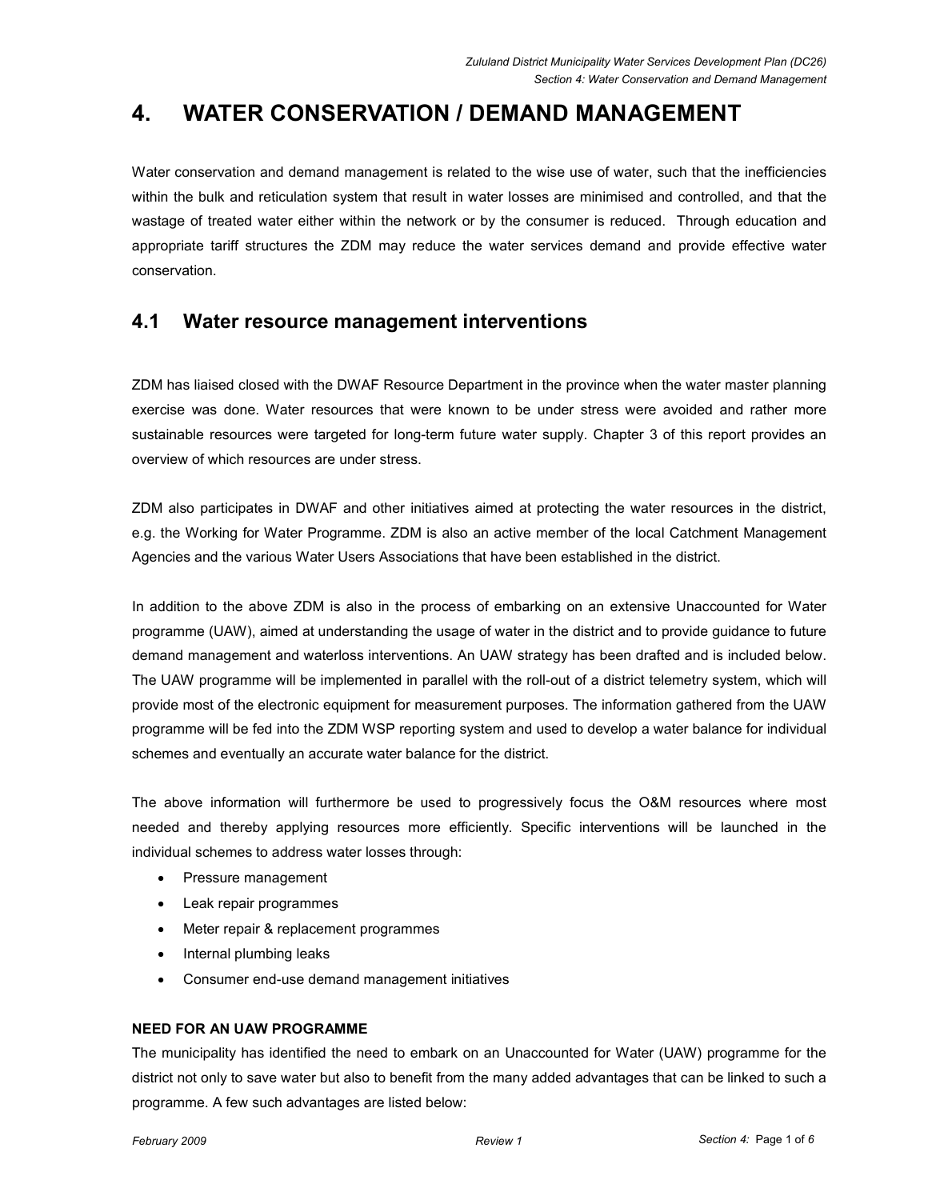# 4. WATER CONSERVATION / DEMAND MANAGEMENT

Water conservation and demand management is related to the wise use of water, such that the inefficiencies within the bulk and reticulation system that result in water losses are minimised and controlled, and that the wastage of treated water either within the network or by the consumer is reduced. Through education and appropriate tariff structures the ZDM may reduce the water services demand and provide effective water conservation.

## 4.1 Water resource management interventions

ZDM has liaised closed with the DWAF Resource Department in the province when the water master planning exercise was done. Water resources that were known to be under stress were avoided and rather more sustainable resources were targeted for long-term future water supply. Chapter 3 of this report provides an overview of which resources are under stress.

ZDM also participates in DWAF and other initiatives aimed at protecting the water resources in the district, e.g. the Working for Water Programme. ZDM is also an active member of the local Catchment Management Agencies and the various Water Users Associations that have been established in the district.

In addition to the above ZDM is also in the process of embarking on an extensive Unaccounted for Water programme (UAW), aimed at understanding the usage of water in the district and to provide guidance to future demand management and waterloss interventions. An UAW strategy has been drafted and is included below. The UAW programme will be implemented in parallel with the roll-out of a district telemetry system, which will provide most of the electronic equipment for measurement purposes. The information gathered from the UAW programme will be fed into the ZDM WSP reporting system and used to develop a water balance for individual schemes and eventually an accurate water balance for the district.

The above information will furthermore be used to progressively focus the O&M resources where most needed and thereby applying resources more efficiently. Specific interventions will be launched in the individual schemes to address water losses through:

- Pressure management
- Leak repair programmes
- Meter repair & replacement programmes
- Internal plumbing leaks
- Consumer end-use demand management initiatives

**NEED FOR AN UAW PROGRAMME**

The municipality has identified the need to embark on an Unaccounted for Water (UAW) programme for the district not only to save water but also to benefit from the many added advantages that can be linked to such a programme. A few such advantages are listed below: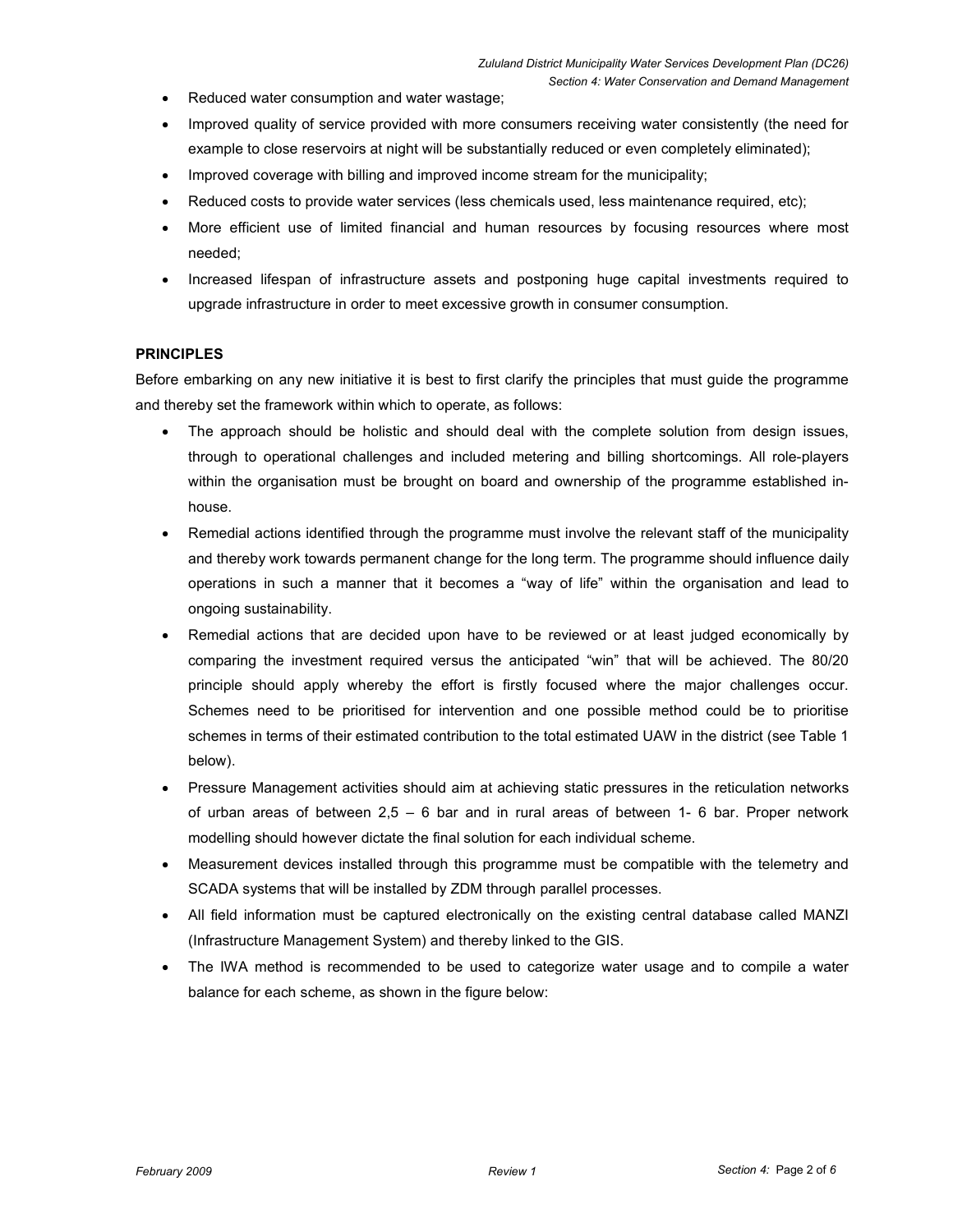- Reduced water consumption and water wastage;
- Improved quality of service provided with more consumers receiving water consistently (the need for example to close reservoirs at night will be substantially reduced or even completely eliminated);
- Improved coverage with billing and improved income stream for the municipality;
- Reduced costs to provide water services (less chemicals used, less maintenance required, etc);
- More efficient use of limited financial and human resources by focusing resources where most needed;
- Increased lifespan of infrastructure assets and postponing huge capital investments required to upgrade infrastructure in order to meet excessive growth in consumer consumption.

**PRINCIPLES**

Before embarking on any new initiative it is best to first clarify the principles that must guide the programme and thereby set the framework within which to operate, as follows:

- The approach should be holistic and should deal with the complete solution from design issues, through to operational challenges and included metering and billing shortcomings. All role-players within the organisation must be brought on board and ownership of the programme established in-house.
- Remedial actions identified through the programme must involve the relevant staff of the municipality and thereby work towards permanent change for the long term. The programme should influence daily operations in such a manner that it becomes a "way of life" within the organisation and lead to ongoing sustainability.
- Remedial actions that are decided upon have to be reviewed or at least judged economically by comparing the investment required versus the anticipated "win" that will be achieved. The 80/20 principle should apply whereby the effort is firstly focused where the major challenges occur. Schemes need to be prioritised for intervention and one possible method could be to prioritise schemes in terms of their estimated contribution to the total estimated UAW in the district (see Table 1 below).
- Pressure Management activities should aim at achieving static pressures in the reticulation networks of urban areas of between 2,5 – 6 bar and in rural areas of between 1- 6 bar. Proper network modelling should however dictate the final solution for each individual scheme.
- Measurement devices installed through this programme must be compatible with the telemetry and SCADA systems that will be installed by ZDM through parallel processes.
- All field information must be captured electronically on the existing central database called MANZI (Infrastructure Management System) and thereby linked to the GIS.
- The IWA method is recommended to be used to categorize water usage and to compile a water balance for each scheme, as shown in the figure below: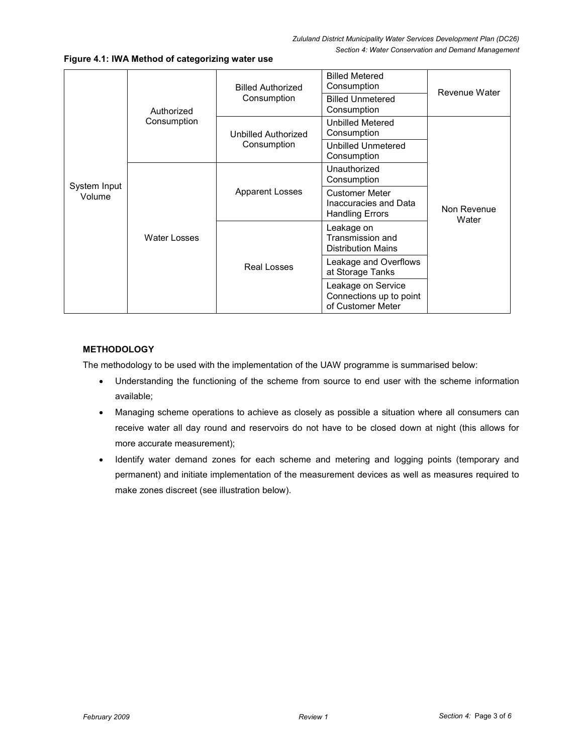**Figure 4.1: IWA Method of categorizing water use**

| | | | | |
|---|---|---|---|---|
| System Input Volume | Authorized Consumption | Billed Authorized Consumption | Billed Metered Consumption | Revenue Water |
| | | | Billed Unmetered Consumption | |
| | | Unbilled Authorized Consumption | Unbilled Metered Consumption | Non Revenue Water |
| | | | Unbilled Unmetered Consumption | |
| | Water Losses | Apparent Losses | Unauthorized Consumption | |
| | | | Customer Meter Inaccuracies and Data Handling Errors | |
| | | Real Losses | Leakage on Transmission and Distribution Mains | |
| | | | Leakage and Overflows at Storage Tanks | |
| | | | Leakage on Service Connections up to point of Customer Meter | |

**METHODOLOGY**

The methodology to be used with the implementation of the UAW programme is summarised below:

- Understanding the functioning of the scheme from source to end user with the scheme information available;
- Managing scheme operations to achieve as closely as possible a situation where all consumers can receive water all day round and reservoirs do not have to be closed down at night (this allows for more accurate measurement);
- Identify water demand zones for each scheme and metering and logging points (temporary and permanent) and initiate implementation of the measurement devices as well as measures required to make zones discreet (see illustration below).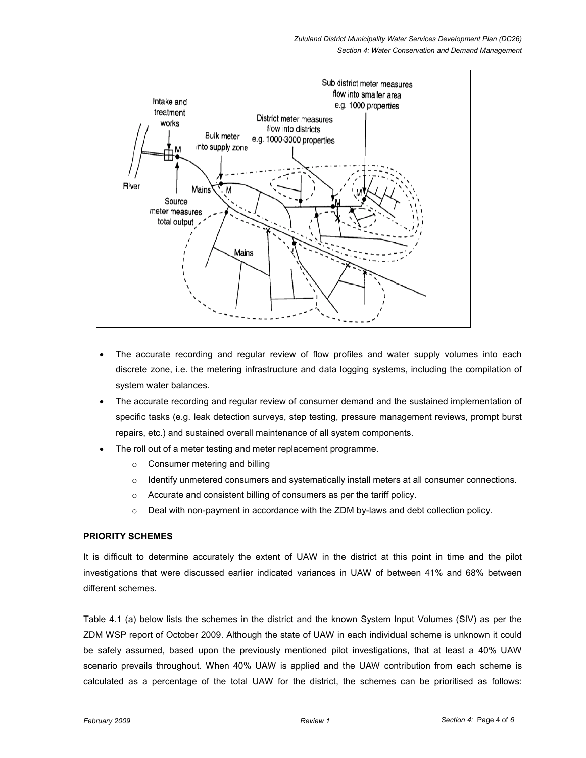- The accurate recording and regular review of flow profiles and water supply volumes into each discrete zone, i.e. the metering infrastructure and data logging systems, including the compilation of system water balances.
- The accurate recording and regular review of consumer demand and the sustained implementation of specific tasks (e.g. leak detection surveys, step testing, pressure management reviews, prompt burst repairs, etc.) and sustained overall maintenance of all system components.
- The roll out of a meter testing and meter replacement programme.
  - Consumer metering and billing
  - Identify unmetered consumers and systematically install meters at all consumer connections.
  - Accurate and consistent billing of consumers as per the tariff policy.
  - Deal with non-payment in accordance with the ZDM by-laws and debt collection policy.

**PRIORITY SCHEMES**

It is difficult to determine accurately the extent of UAW in the district at this point in time and the pilot investigations that were discussed earlier indicated variances in UAW of between 41% and 68% between different schemes.

Table 4.1 (a) below lists the schemes in the district and the known System Input Volumes (SIV) as per the ZDM WSP report of October 2009. Although the state of UAW in each individual scheme is unknown it could be safely assumed, based upon the previously mentioned pilot investigations, that at least a 40% UAW scenario prevails throughout. When 40% UAW is applied and the UAW contribution from each scheme is calculated as a percentage of the total UAW for the district, the schemes can be prioritised as follows: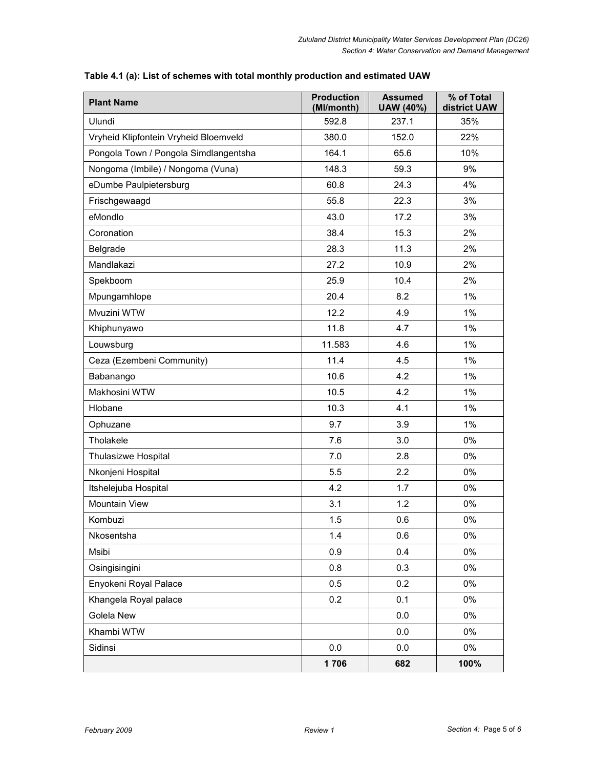**Table 4.1 (a): List of schemes with total monthly production and estimated UAW**

| Plant Name | Production (Ml/month) | Assumed UAW (40%) | % of Total district UAW |
|---|---|---|---|
| Ulundi | 592.8 | 237.1 | 35% |
| Vryheid Klipfontein Vryheid Bloemveld | 380.0 | 152.0 | 22% |
| Pongola Town / Pongola Simdlangentsha | 164.1 | 65.6 | 10% |
| Nongoma (Imbile) / Nongoma (Vuna) | 148.3 | 59.3 | 9% |
| eDumbe Paulpietersburg | 60.8 | 24.3 | 4% |
| Frischgewaagd | 55.8 | 22.3 | 3% |
| eMondlo | 43.0 | 17.2 | 3% |
| Coronation | 38.4 | 15.3 | 2% |
| Belgrade | 28.3 | 11.3 | 2% |
| Mandlakazi | 27.2 | 10.9 | 2% |
| Spekboom | 25.9 | 10.4 | 2% |
| Mpungamhlope | 20.4 | 8.2 | 1% |
| Mvuzini WTW | 12.2 | 4.9 | 1% |
| Khiphunyawo | 11.8 | 4.7 | 1% |
| Louwsburg | 11.583 | 4.6 | 1% |
| Ceza (Ezembeni Community) | 11.4 | 4.5 | 1% |
| Babanango | 10.6 | 4.2 | 1% |
| Makhosini WTW | 10.5 | 4.2 | 1% |
| Hlobane | 10.3 | 4.1 | 1% |
| Ophuzane | 9.7 | 3.9 | 1% |
| Tholakele | 7.6 | 3.0 | 0% |
| Thulasizwe Hospital | 7.0 | 2.8 | 0% |
| Nkonjeni Hospital | 5.5 | 2.2 | 0% |
| Itshelejuba Hospital | 4.2 | 1.7 | 0% |
| Mountain View | 3.1 | 1.2 | 0% |
| Kombuzi | 1.5 | 0.6 | 0% |
| Nkosentsha | 1.4 | 0.6 | 0% |
| Msibi | 0.9 | 0.4 | 0% |
| Osingisingini | 0.8 | 0.3 | 0% |
| Enyokeni Royal Palace | 0.5 | 0.2 | 0% |
| Khangela Royal palace | 0.2 | 0.1 | 0% |
| Golela New | | 0.0 | 0% |
| Khambi WTW | | 0.0 | 0% |
| Sidinsi | 0.0 | 0.0 | 0% |
| | **1 706** | **682** | **100%** |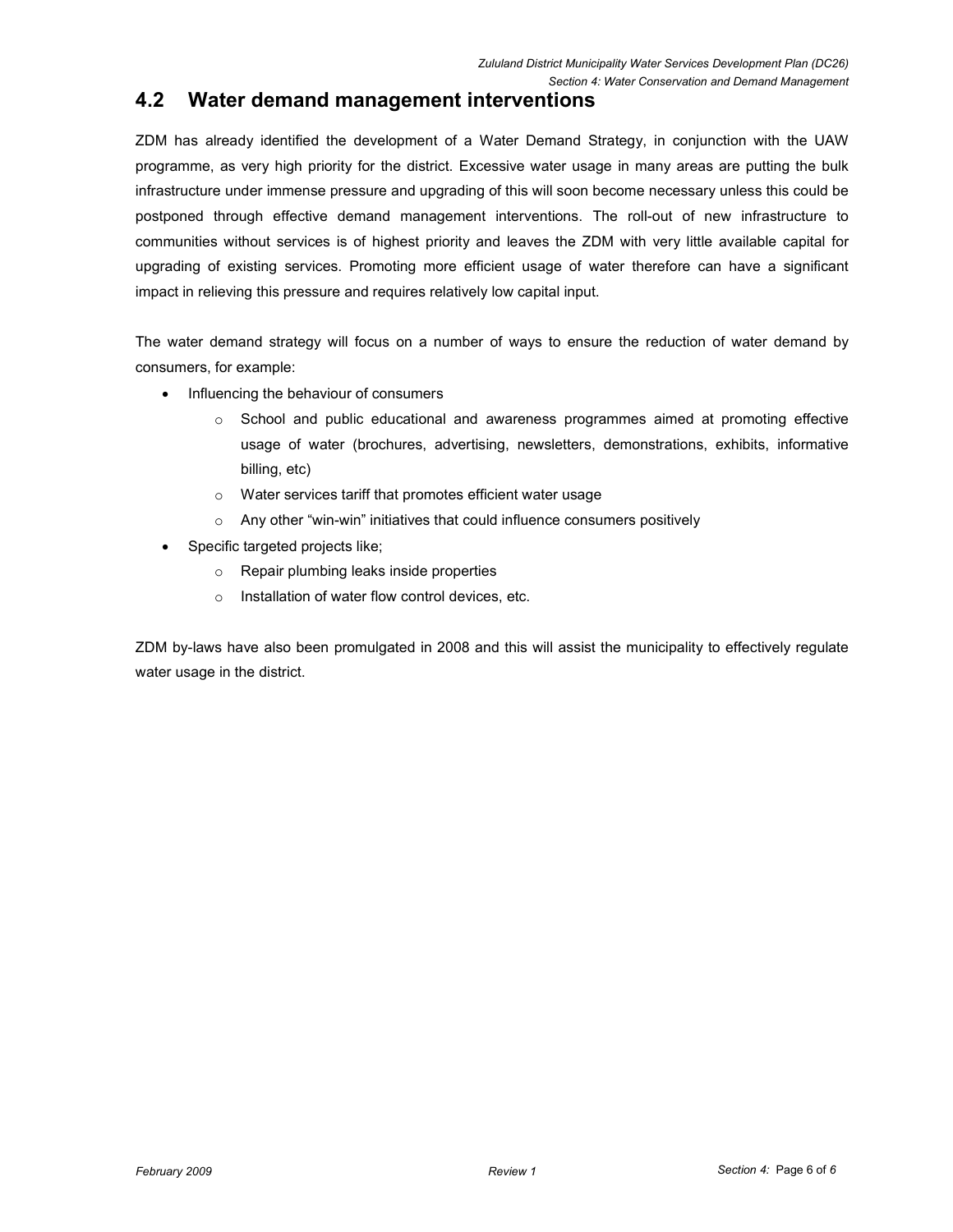## 4.2 Water demand management interventions

ZDM has already identified the development of a Water Demand Strategy, in conjunction with the UAW programme, as very high priority for the district. Excessive water usage in many areas are putting the bulk infrastructure under immense pressure and upgrading of this will soon become necessary unless this could be postponed through effective demand management interventions. The roll-out of new infrastructure to communities without services is of highest priority and leaves the ZDM with very little available capital for upgrading of existing services. Promoting more efficient usage of water therefore can have a significant impact in relieving this pressure and requires relatively low capital input.

The water demand strategy will focus on a number of ways to ensure the reduction of water demand by consumers, for example:

- Influencing the behaviour of consumers
  - School and public educational and awareness programmes aimed at promoting effective usage of water (brochures, advertising, newsletters, demonstrations, exhibits, informative billing, etc)
  - Water services tariff that promotes efficient water usage
  - Any other "win-win" initiatives that could influence consumers positively
- Specific targeted projects like;
  - Repair plumbing leaks inside properties
  - Installation of water flow control devices, etc.

ZDM by-laws have also been promulgated in 2008 and this will assist the municipality to effectively regulate water usage in the district.